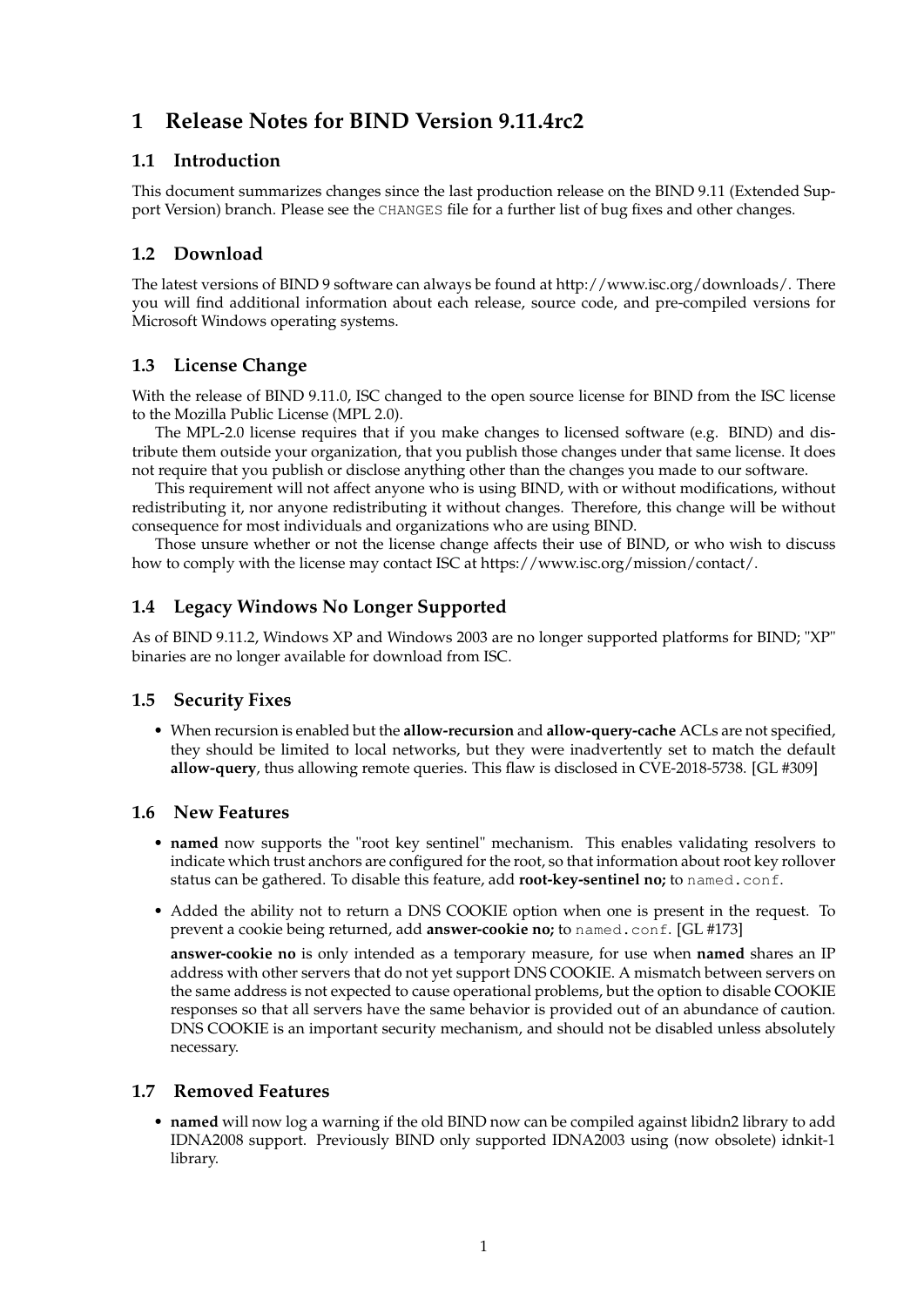# 1 Release Notes for BIND Version 9.11.4rc2

## 1.1 Introduction

This document summarizes changes since the last production release on the BIND 9.11 (Extended Support Version) branch. Please see the `CHANGES` file for a further list of bug fixes and other changes.

## 1.2 Download

The latest versions of BIND 9 software can always be found at http://www.isc.org/downloads/. There you will find additional information about each release, source code, and pre-compiled versions for Microsoft Windows operating systems.

## 1.3 License Change

With the release of BIND 9.11.0, ISC changed to the open source license for BIND from the ISC license to the Mozilla Public License (MPL 2.0).

The MPL-2.0 license requires that if you make changes to licensed software (e.g. BIND) and distribute them outside your organization, that you publish those changes under that same license. It does not require that you publish or disclose anything other than the changes you made to our software.

This requirement will not affect anyone who is using BIND, with or without modifications, without redistributing it, nor anyone redistributing it without changes. Therefore, this change will be without consequence for most individuals and organizations who are using BIND.

Those unsure whether or not the license change affects their use of BIND, or who wish to discuss how to comply with the license may contact ISC at https://www.isc.org/mission/contact/.

## 1.4 Legacy Windows No Longer Supported

As of BIND 9.11.2, Windows XP and Windows 2003 are no longer supported platforms for BIND; "XP" binaries are no longer available for download from ISC.

## 1.5 Security Fixes

- When recursion is enabled but the **allow-recursion** and **allow-query-cache** ACLs are not specified, they should be limited to local networks, but they were inadvertently set to match the default **allow-query**, thus allowing remote queries. This flaw is disclosed in CVE-2018-5738. [GL #309]

## 1.6 New Features

- **named** now supports the "root key sentinel" mechanism. This enables validating resolvers to indicate which trust anchors are configured for the root, so that information about root key rollover status can be gathered. To disable this feature, add **root-key-sentinel no;** to `named.conf`.

- Added the ability not to return a DNS COOKIE option when one is present in the request. To prevent a cookie being returned, add **answer-cookie no;** to `named.conf`. [GL #173]

  **answer-cookie no** is only intended as a temporary measure, for use when **named** shares an IP address with other servers that do not yet support DNS COOKIE. A mismatch between servers on the same address is not expected to cause operational problems, but the option to disable COOKIE responses so that all servers have the same behavior is provided out of an abundance of caution. DNS COOKIE is an important security mechanism, and should not be disabled unless absolutely necessary.

## 1.7 Removed Features

- **named** will now log a warning if the old BIND now can be compiled against libidn2 library to add IDNA2008 support. Previously BIND only supported IDNA2003 using (now obsolete) idnkit-1 library.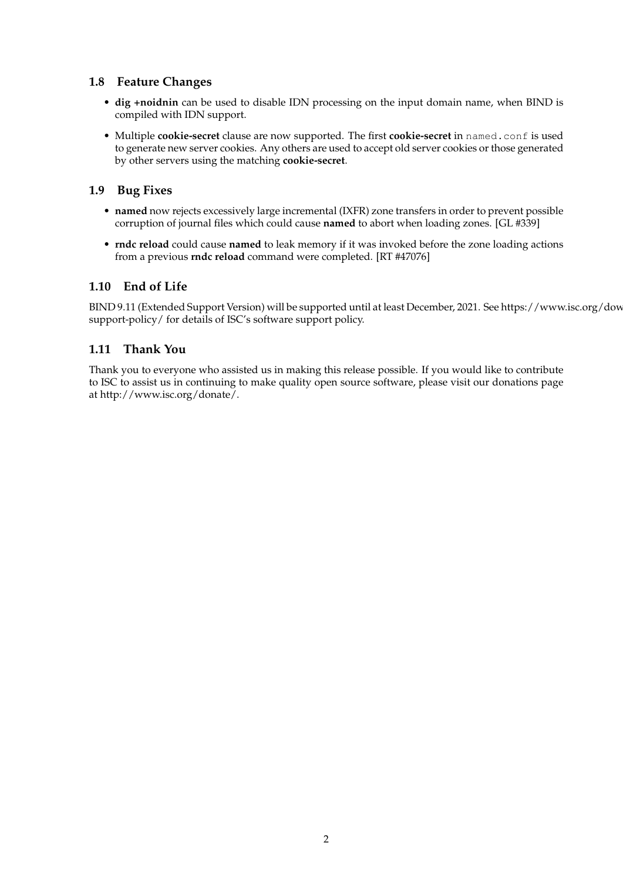## 1.8 Feature Changes

- **dig +noidnin** can be used to disable IDN processing on the input domain name, when BIND is compiled with IDN support.
- Multiple **cookie-secret** clause are now supported. The first **cookie-secret** in `named.conf` is used to generate new server cookies. Any others are used to accept old server cookies or those generated by other servers using the matching **cookie-secret**.

## 1.9 Bug Fixes

- **named** now rejects excessively large incremental (IXFR) zone transfers in order to prevent possible corruption of journal files which could cause **named** to abort when loading zones. [GL #339]
- **rndc reload** could cause **named** to leak memory if it was invoked before the zone loading actions from a previous **rndc reload** command were completed. [RT #47076]

## 1.10 End of Life

BIND 9.11 (Extended Support Version) will be supported until at least December, 2021. See https://www.isc.org/dow support-policy/ for details of ISC's software support policy.

## 1.11 Thank You

Thank you to everyone who assisted us in making this release possible. If you would like to contribute to ISC to assist us in continuing to make quality open source software, please visit our donations page at http://www.isc.org/donate/.